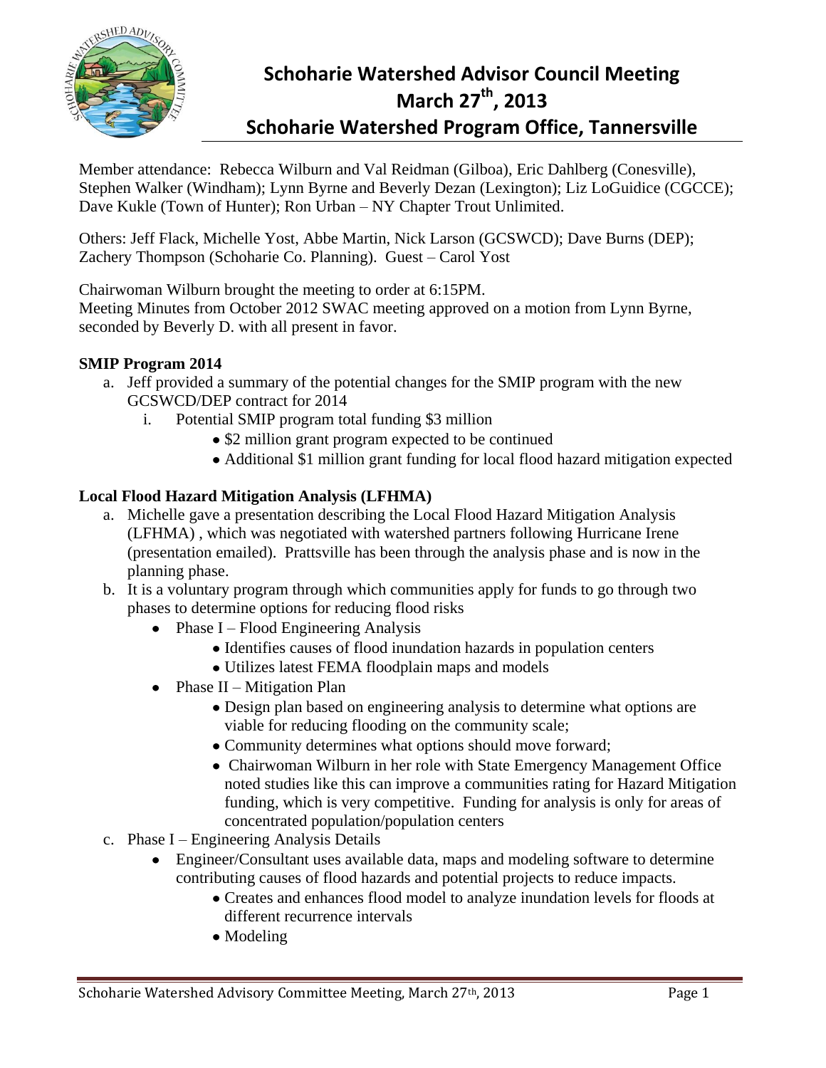# Schoharie Watershed Advisor Council Meeting
# March 27th, 2013
# Schoharie Watershed Program Office, Tannersville

Member attendance: Rebecca Wilburn and Val Reidman (Gilboa), Eric Dahlberg (Conesville), Stephen Walker (Windham); Lynn Byrne and Beverly Dezan (Lexington); Liz LoGuidice (CGCCE); Dave Kukle (Town of Hunter); Ron Urban – NY Chapter Trout Unlimited.

Others: Jeff Flack, Michelle Yost, Abbe Martin, Nick Larson (GCSWCD); Dave Burns (DEP); Zachery Thompson (Schoharie Co. Planning). Guest – Carol Yost

Chairwoman Wilburn brought the meeting to order at 6:15PM.
Meeting Minutes from October 2012 SWAC meeting approved on a motion from Lynn Byrne, seconded by Beverly D. with all present in favor.

**SMIP Program 2014**

a. Jeff provided a summary of the potential changes for the SMIP program with the new GCSWCD/DEP contract for 2014
   i. Potential SMIP program total funding $3 million
      - $2 million grant program expected to be continued
      - Additional $1 million grant funding for local flood hazard mitigation expected

**Local Flood Hazard Mitigation Analysis (LFHMA)**

a. Michelle gave a presentation describing the Local Flood Hazard Mitigation Analysis (LFHMA) , which was negotiated with watershed partners following Hurricane Irene (presentation emailed). Prattsville has been through the analysis phase and is now in the planning phase.
b. It is a voluntary program through which communities apply for funds to go through two phases to determine options for reducing flood risks
   - Phase I – Flood Engineering Analysis
      - Identifies causes of flood inundation hazards in population centers
      - Utilizes latest FEMA floodplain maps and models
   - Phase II – Mitigation Plan
      - Design plan based on engineering analysis to determine what options are viable for reducing flooding on the community scale;
      - Community determines what options should move forward;
      - Chairwoman Wilburn in her role with State Emergency Management Office noted studies like this can improve a communities rating for Hazard Mitigation funding, which is very competitive. Funding for analysis is only for areas of concentrated population/population centers
c. Phase I – Engineering Analysis Details
   - Engineer/Consultant uses available data, maps and modeling software to determine contributing causes of flood hazards and potential projects to reduce impacts.
      - Creates and enhances flood model to analyze inundation levels for floods at different recurrence intervals
      - Modeling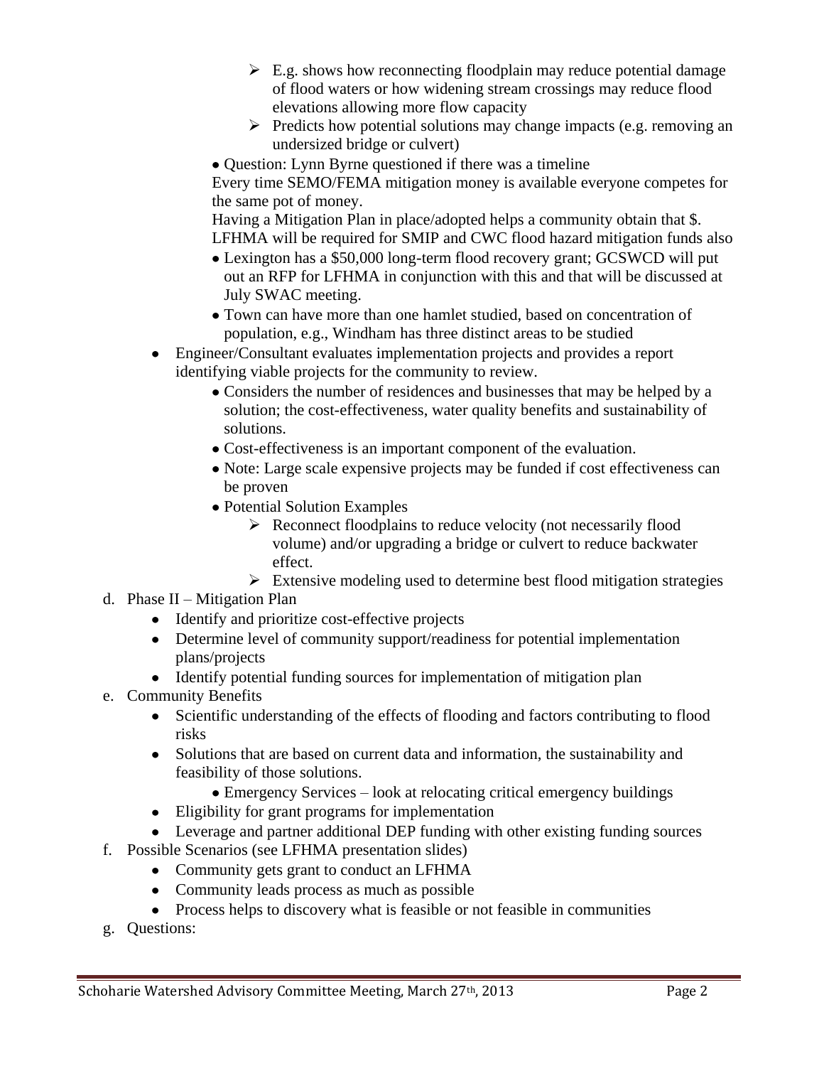- E.g. shows how reconnecting floodplain may reduce potential damage of flood waters or how widening stream crossings may reduce flood elevations allowing more flow capacity
            - Predicts how potential solutions may change impacts (e.g. removing an undersized bridge or culvert)
        - Question: Lynn Byrne questioned if there was a timeline

          Every time SEMO/FEMA mitigation money is available everyone competes for the same pot of money.

          Having a Mitigation Plan in place/adopted helps a community obtain that $.

          LFHMA will be required for SMIP and CWC flood hazard mitigation funds also
        - Lexington has a $50,000 long-term flood recovery grant; GCSWCD will put out an RFP for LFHMA in conjunction with this and that will be discussed at July SWAC meeting.
        - Town can have more than one hamlet studied, based on concentration of population, e.g., Windham has three distinct areas to be studied
    - Engineer/Consultant evaluates implementation projects and provides a report identifying viable projects for the community to review.
        - Considers the number of residences and businesses that may be helped by a solution; the cost-effectiveness, water quality benefits and sustainability of solutions.
        - Cost-effectiveness is an important component of the evaluation.
        - Note: Large scale expensive projects may be funded if cost effectiveness can be proven
        - Potential Solution Examples
            - Reconnect floodplains to reduce velocity (not necessarily flood volume) and/or upgrading a bridge or culvert to reduce backwater effect.
            - Extensive modeling used to determine best flood mitigation strategies

d. Phase II – Mitigation Plan
    - Identify and prioritize cost-effective projects
    - Determine level of community support/readiness for potential implementation plans/projects
    - Identify potential funding sources for implementation of mitigation plan

e. Community Benefits
    - Scientific understanding of the effects of flooding and factors contributing to flood risks
    - Solutions that are based on current data and information, the sustainability and feasibility of those solutions.
        - Emergency Services – look at relocating critical emergency buildings
    - Eligibility for grant programs for implementation
    - Leverage and partner additional DEP funding with other existing funding sources

f. Possible Scenarios (see LFHMA presentation slides)
    - Community gets grant to conduct an LFHMA
    - Community leads process as much as possible
    - Process helps to discovery what is feasible or not feasible in communities

g. Questions: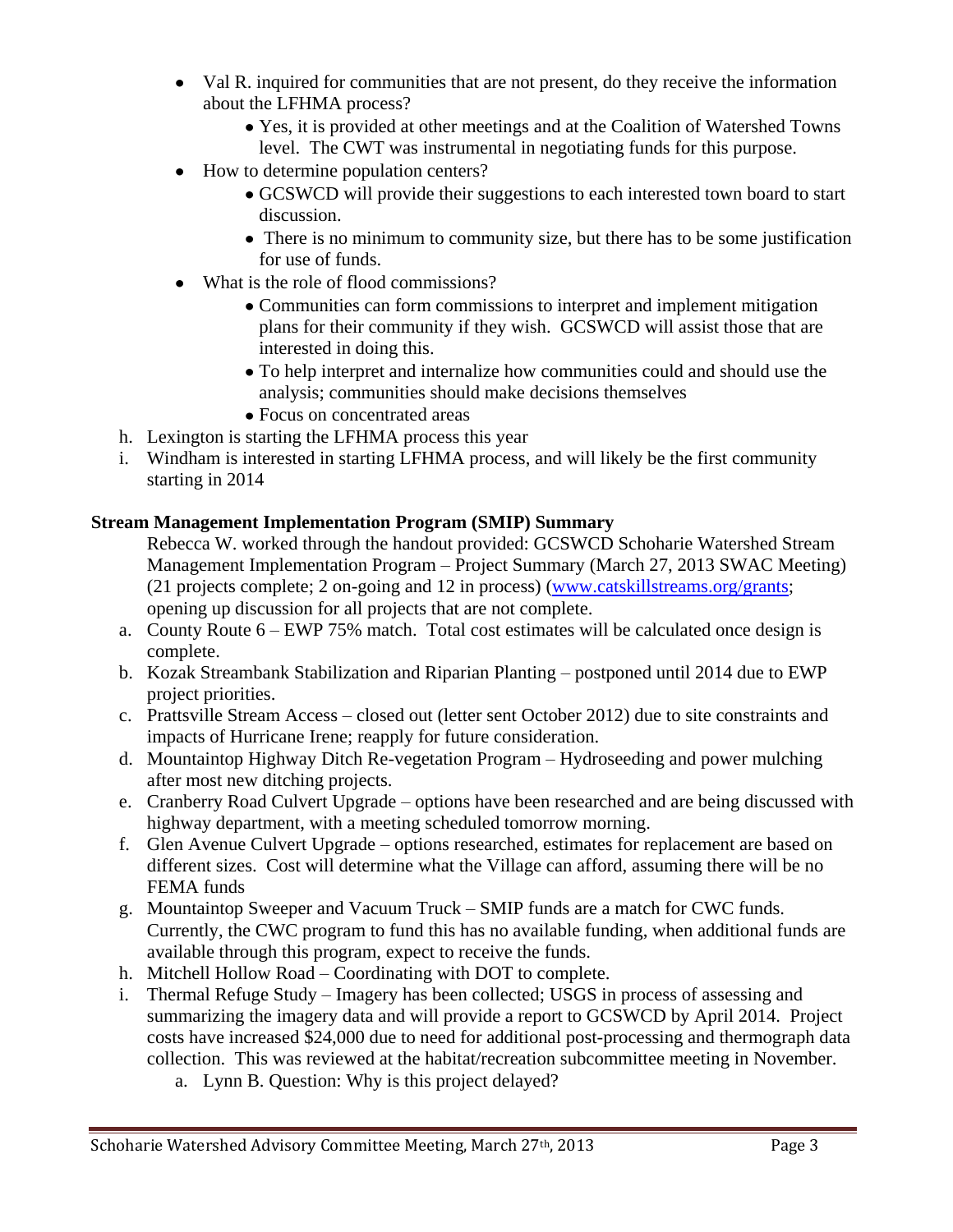- Val R. inquired for communities that are not present, do they receive the information about the LFHMA process?
    - Yes, it is provided at other meetings and at the Coalition of Watershed Towns level. The CWT was instrumental in negotiating funds for this purpose.
- How to determine population centers?
    - GCSWCD will provide their suggestions to each interested town board to start discussion.
    - There is no minimum to community size, but there has to be some justification for use of funds.
- What is the role of flood commissions?
    - Communities can form commissions to interpret and implement mitigation plans for their community if they wish. GCSWCD will assist those that are interested in doing this.
    - To help interpret and internalize how communities could and should use the analysis; communities should make decisions themselves
    - Focus on concentrated areas

h. Lexington is starting the LFHMA process this year

i. Windham is interested in starting LFHMA process, and will likely be the first community starting in 2014

**Stream Management Implementation Program (SMIP) Summary**

Rebecca W. worked through the handout provided: GCSWCD Schoharie Watershed Stream Management Implementation Program – Project Summary (March 27, 2013 SWAC Meeting) (21 projects complete; 2 on-going and 12 in process) (www.catskillstreams.org/grants; opening up discussion for all projects that are not complete.

a. County Route 6 – EWP 75% match. Total cost estimates will be calculated once design is complete.

b. Kozak Streambank Stabilization and Riparian Planting – postponed until 2014 due to EWP project priorities.

c. Prattsville Stream Access – closed out (letter sent October 2012) due to site constraints and impacts of Hurricane Irene; reapply for future consideration.

d. Mountaintop Highway Ditch Re-vegetation Program – Hydroseeding and power mulching after most new ditching projects.

e. Cranberry Road Culvert Upgrade – options have been researched and are being discussed with highway department, with a meeting scheduled tomorrow morning.

f. Glen Avenue Culvert Upgrade – options researched, estimates for replacement are based on different sizes. Cost will determine what the Village can afford, assuming there will be no FEMA funds

g. Mountaintop Sweeper and Vacuum Truck – SMIP funds are a match for CWC funds. Currently, the CWC program to fund this has no available funding, when additional funds are available through this program, expect to receive the funds.

h. Mitchell Hollow Road – Coordinating with DOT to complete.

i. Thermal Refuge Study – Imagery has been collected; USGS in process of assessing and summarizing the imagery data and will provide a report to GCSWCD by April 2014. Project costs have increased $24,000 due to need for additional post-processing and thermograph data collection. This was reviewed at the habitat/recreation subcommittee meeting in November.

    a. Lynn B. Question: Why is this project delayed?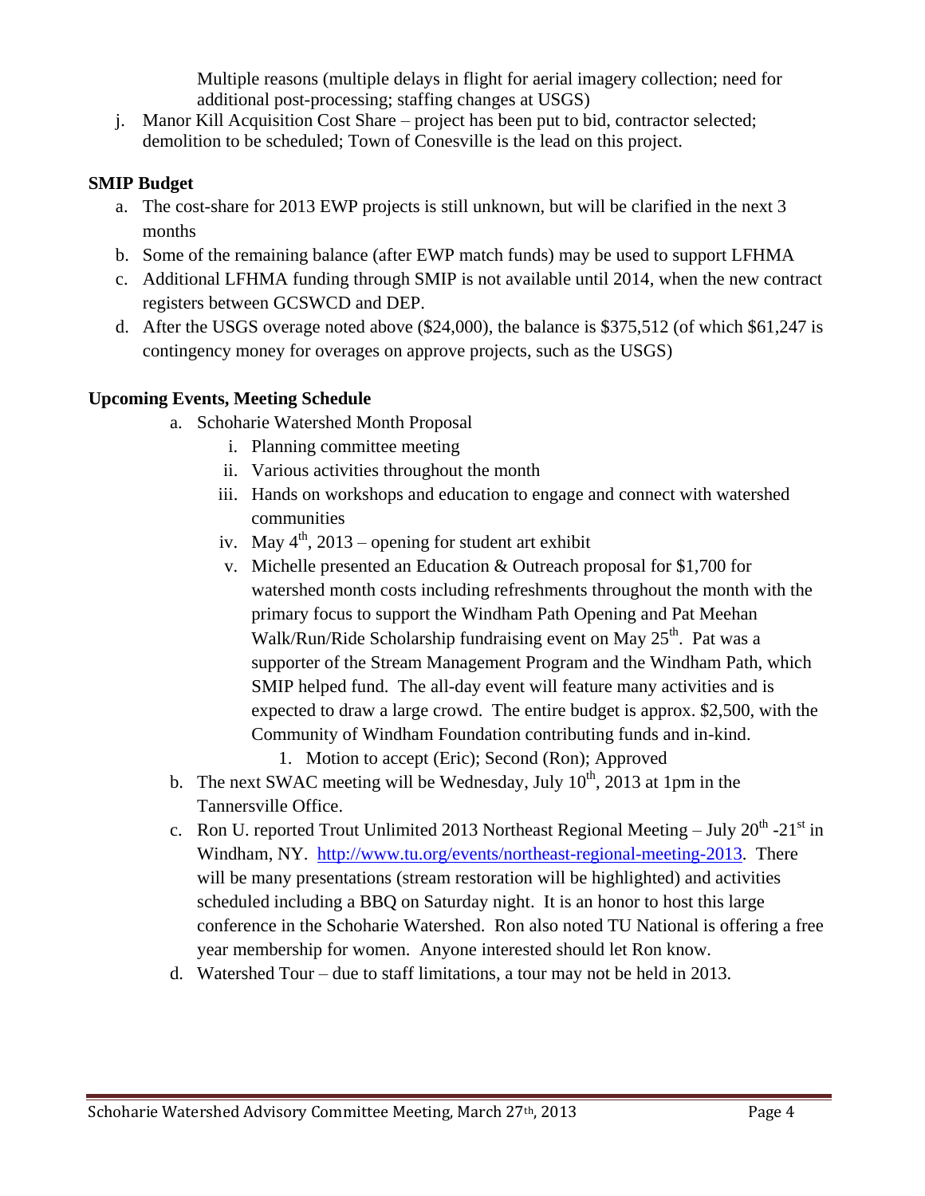Multiple reasons (multiple delays in flight for aerial imagery collection; need for additional post-processing; staffing changes at USGS)

j. Manor Kill Acquisition Cost Share – project has been put to bid, contractor selected; demolition to be scheduled; Town of Conesville is the lead on this project.

**SMIP Budget**

a. The cost-share for 2013 EWP projects is still unknown, but will be clarified in the next 3 months
b. Some of the remaining balance (after EWP match funds) may be used to support LFHMA
c. Additional LFHMA funding through SMIP is not available until 2014, when the new contract registers between GCSWCD and DEP.
d. After the USGS overage noted above ($24,000), the balance is $375,512 (of which $61,247 is contingency money for overages on approve projects, such as the USGS)

**Upcoming Events, Meeting Schedule**

a. Schoharie Watershed Month Proposal
   i. Planning committee meeting
   ii. Various activities throughout the month
   iii. Hands on workshops and education to engage and connect with watershed communities
   iv. May 4th, 2013 – opening for student art exhibit
   v. Michelle presented an Education & Outreach proposal for $1,700 for watershed month costs including refreshments throughout the month with the primary focus to support the Windham Path Opening and Pat Meehan Walk/Run/Ride Scholarship fundraising event on May 25th. Pat was a supporter of the Stream Management Program and the Windham Path, which SMIP helped fund. The all-day event will feature many activities and is expected to draw a large crowd. The entire budget is approx. $2,500, with the Community of Windham Foundation contributing funds and in-kind.
      1. Motion to accept (Eric); Second (Ron); Approved
b. The next SWAC meeting will be Wednesday, July 10th, 2013 at 1pm in the Tannersville Office.
c. Ron U. reported Trout Unlimited 2013 Northeast Regional Meeting – July 20th -21st in Windham, NY. http://www.tu.org/events/northeast-regional-meeting-2013. There will be many presentations (stream restoration will be highlighted) and activities scheduled including a BBQ on Saturday night. It is an honor to host this large conference in the Schoharie Watershed. Ron also noted TU National is offering a free year membership for women. Anyone interested should let Ron know.
d. Watershed Tour – due to staff limitations, a tour may not be held in 2013.